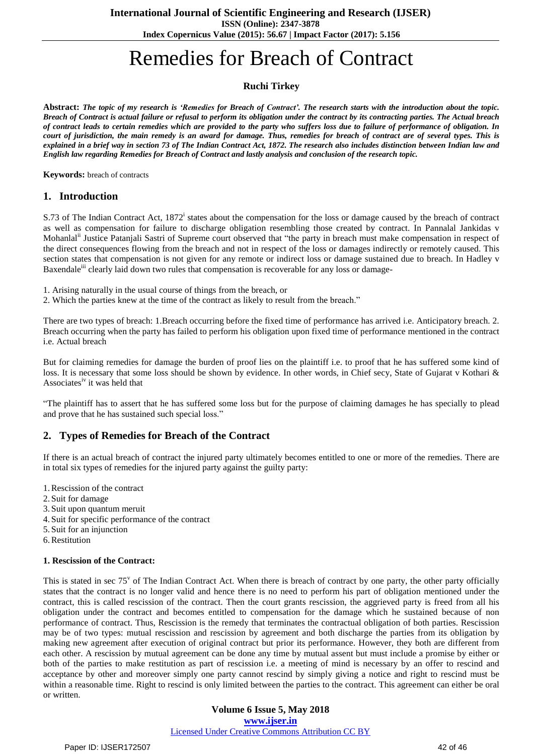# Remedies for Breach of Contract

**Ruchi Tirkey**

**Abstract:** ***The topic of my research is 'Remedies for Breach of Contract'. The research starts with the introduction about the topic. Breach of Contract is actual failure or refusal to perform its obligation under the contract by its contracting parties. The Actual breach of contract leads to certain remedies which are provided to the party who suffers loss due to failure of performance of obligation. In court of jurisdiction, the main remedy is an award for damage. Thus, remedies for breach of contract are of several types. This is explained in a brief way in section 73 of The Indian Contract Act, 1872. The research also includes distinction between Indian law and English law regarding Remedies for Breach of Contract and lastly analysis and conclusion of the research topic.***

**Keywords:** breach of contracts

## 1. Introduction

S.73 of The Indian Contract Act, 1872[i] states about the compensation for the loss or damage caused by the breach of contract as well as compensation for failure to discharge obligation resembling those created by contract. In Pannalal Jankidas v Mohanlal[ii] Justice Patanjali Sastri of Supreme court observed that "the party in breach must make compensation in respect of the direct consequences flowing from the breach and not in respect of the loss or damages indirectly or remotely caused. This section states that compensation is not given for any remote or indirect loss or damage sustained due to breach. In Hadley v Baxendale[iii] clearly laid down two rules that compensation is recoverable for any loss or damage-

1. Arising naturally in the usual course of things from the breach, or
2. Which the parties knew at the time of the contract as likely to result from the breach."

There are two types of breach: 1.Breach occurring before the fixed time of performance has arrived i.e. Anticipatory breach. 2. Breach occurring when the party has failed to perform his obligation upon fixed time of performance mentioned in the contract i.e. Actual breach

But for claiming remedies for damage the burden of proof lies on the plaintiff i.e. to proof that he has suffered some kind of loss. It is necessary that some loss should be shown by evidence. In other words, in Chief secy, State of Gujarat v Kothari & Associates[iv] it was held that

"The plaintiff has to assert that he has suffered some loss but for the purpose of claiming damages he has specially to plead and prove that he has sustained such special loss."

## 2. Types of Remedies for Breach of the Contract

If there is an actual breach of contract the injured party ultimately becomes entitled to one or more of the remedies. There are in total six types of remedies for the injured party against the guilty party:

1. Rescission of the contract
2. Suit for damage
3. Suit upon quantum meruit
4. Suit for specific performance of the contract
5. Suit for an injunction
6. Restitution

#### 1. Rescission of the Contract:

This is stated in sec 75[v] of The Indian Contract Act. When there is breach of contract by one party, the other party officially states that the contract is no longer valid and hence there is no need to perform his part of obligation mentioned under the contract, this is called rescission of the contract. Then the court grants rescission, the aggrieved party is freed from all his obligation under the contract and becomes entitled to compensation for the damage which he sustained because of non performance of contract. Thus, Rescission is the remedy that terminates the contractual obligation of both parties. Rescission may be of two types: mutual rescission and rescission by agreement and both discharge the parties from its obligation by making new agreement after execution of original contract but prior its performance. However, they both are different from each other. A rescission by mutual agreement can be done any time by mutual assent but must include a promise by either or both of the parties to make restitution as part of rescission i.e. a meeting of mind is necessary by an offer to rescind and acceptance by other and moreover simply one party cannot rescind by simply giving a notice and right to rescind must be within a reasonable time. Right to rescind is only limited between the parties to the contract. This agreement can either be oral or written.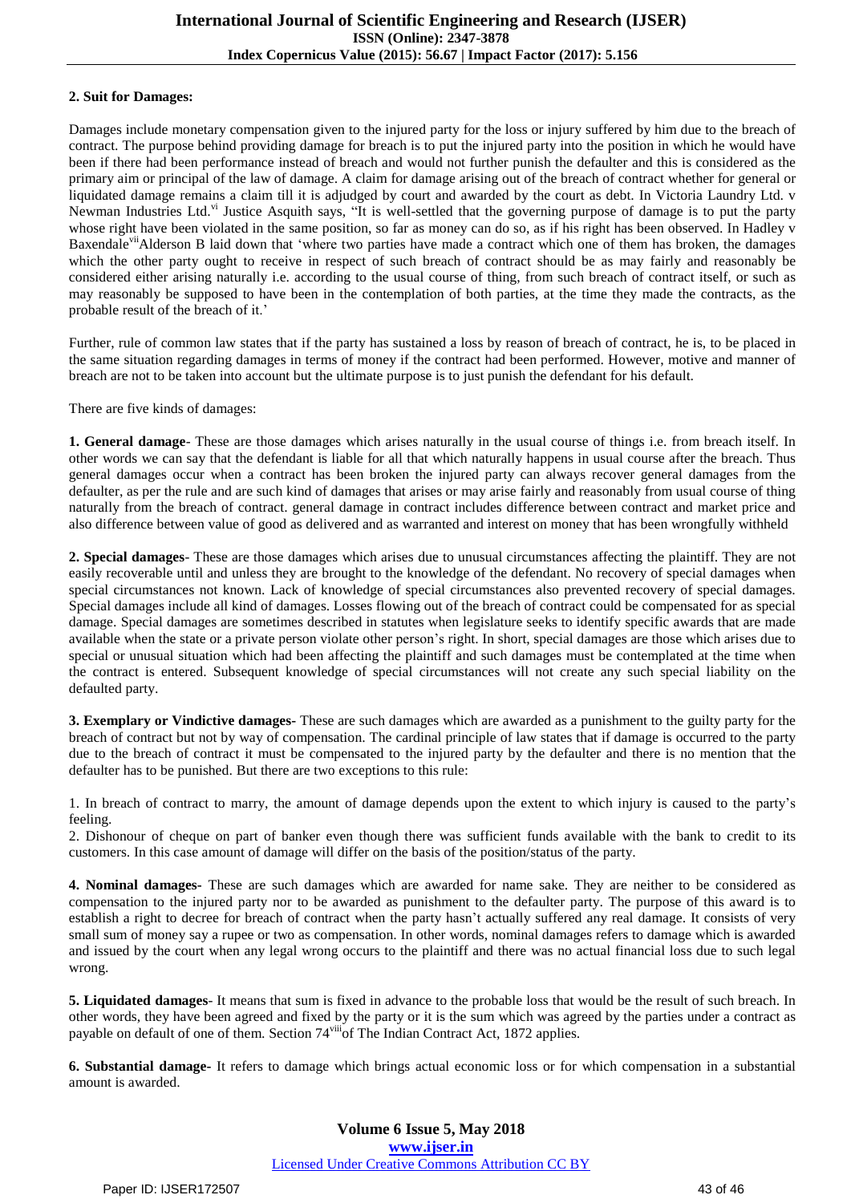**2. Suit for Damages:**

Damages include monetary compensation given to the injured party for the loss or injury suffered by him due to the breach of contract. The purpose behind providing damage for breach is to put the injured party into the position in which he would have been if there had been performance instead of breach and would not further punish the defaulter and this is considered as the primary aim or principal of the law of damage. A claim for damage arising out of the breach of contract whether for general or liquidated damage remains a claim till it is adjudged by court and awarded by the court as debt. In Victoria Laundry Ltd. v Newman Industries Ltd.[vi] Justice Asquith says, "It is well-settled that the governing purpose of damage is to put the party whose right have been violated in the same position, so far as money can do so, as if his right has been observed. In Hadley v Baxendale[vii]Alderson B laid down that 'where two parties have made a contract which one of them has broken, the damages which the other party ought to receive in respect of such breach of contract should be as may fairly and reasonably be considered either arising naturally i.e. according to the usual course of thing, from such breach of contract itself, or such as may reasonably be supposed to have been in the contemplation of both parties, at the time they made the contracts, as the probable result of the breach of it.'

Further, rule of common law states that if the party has sustained a loss by reason of breach of contract, he is, to be placed in the same situation regarding damages in terms of money if the contract had been performed. However, motive and manner of breach are not to be taken into account but the ultimate purpose is to just punish the defendant for his default.

There are five kinds of damages:

**1. General damage**- These are those damages which arises naturally in the usual course of things i.e. from breach itself. In other words we can say that the defendant is liable for all that which naturally happens in usual course after the breach. Thus general damages occur when a contract has been broken the injured party can always recover general damages from the defaulter, as per the rule and are such kind of damages that arises or may arise fairly and reasonably from usual course of thing naturally from the breach of contract. general damage in contract includes difference between contract and market price and also difference between value of good as delivered and as warranted and interest on money that has been wrongfully withheld

**2. Special damages**- These are those damages which arises due to unusual circumstances affecting the plaintiff. They are not easily recoverable until and unless they are brought to the knowledge of the defendant. No recovery of special damages when special circumstances not known. Lack of knowledge of special circumstances also prevented recovery of special damages. Special damages include all kind of damages. Losses flowing out of the breach of contract could be compensated for as special damage. Special damages are sometimes described in statutes when legislature seeks to identify specific awards that are made available when the state or a private person violate other person's right. In short, special damages are those which arises due to special or unusual situation which had been affecting the plaintiff and such damages must be contemplated at the time when the contract is entered. Subsequent knowledge of special circumstances will not create any such special liability on the defaulted party.

**3. Exemplary or Vindictive damages**- These are such damages which are awarded as a punishment to the guilty party for the breach of contract but not by way of compensation. The cardinal principle of law states that if damage is occurred to the party due to the breach of contract it must be compensated to the injured party by the defaulter and there is no mention that the defaulter has to be punished. But there are two exceptions to this rule:

1. In breach of contract to marry, the amount of damage depends upon the extent to which injury is caused to the party's feeling.
2. Dishonour of cheque on part of banker even though there was sufficient funds available with the bank to credit to its customers. In this case amount of damage will differ on the basis of the position/status of the party.

**4. Nominal damages**- These are such damages which are awarded for name sake. They are neither to be considered as compensation to the injured party nor to be awarded as punishment to the defaulter party. The purpose of this award is to establish a right to decree for breach of contract when the party hasn't actually suffered any real damage. It consists of very small sum of money say a rupee or two as compensation. In other words, nominal damages refers to damage which is awarded and issued by the court when any legal wrong occurs to the plaintiff and there was no actual financial loss due to such legal wrong.

**5. Liquidated damages**- It means that sum is fixed in advance to the probable loss that would be the result of such breach. In other words, they have been agreed and fixed by the party or it is the sum which was agreed by the parties under a contract as payable on default of one of them. Section 74[viii]of The Indian Contract Act, 1872 applies.

**6. Substantial damage-** It refers to damage which brings actual economic loss or for which compensation in a substantial amount is awarded.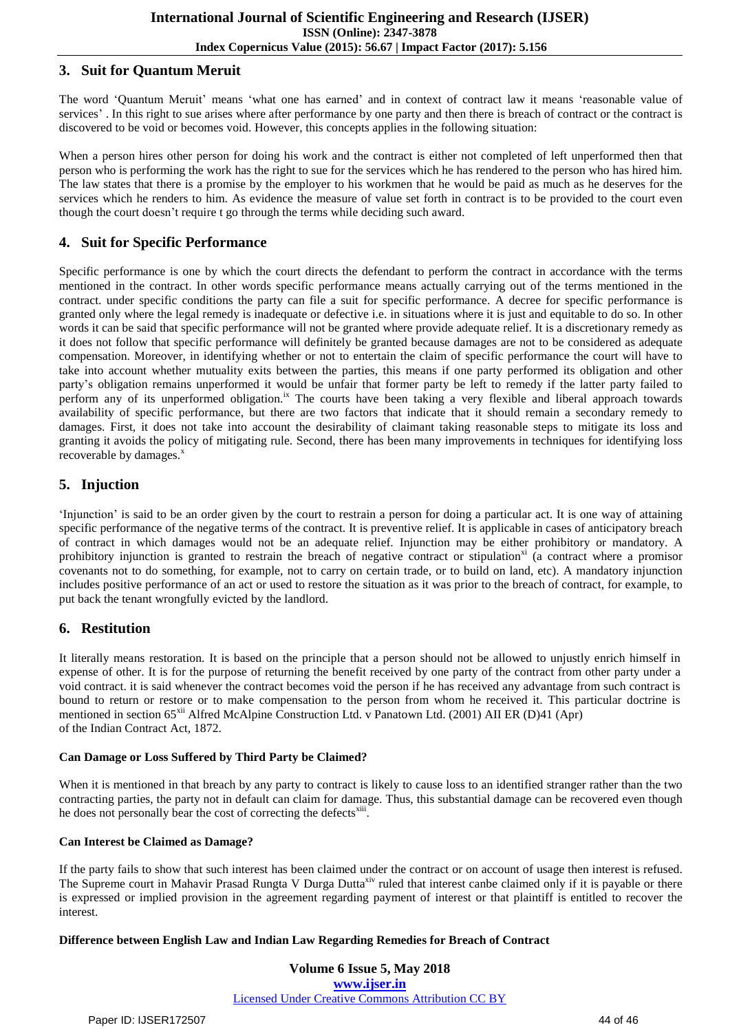## 3. Suit for Quantum Meruit

The word 'Quantum Meruit' means 'what one has earned' and in context of contract law it means 'reasonable value of services' . In this right to sue arises where after performance by one party and then there is breach of contract or the contract is discovered to be void or becomes void. However, this concepts applies in the following situation:

When a person hires other person for doing his work and the contract is either not completed of left unperformed then that person who is performing the work has the right to sue for the services which he has rendered to the person who has hired him. The law states that there is a promise by the employer to his workmen that he would be paid as much as he deserves for the services which he renders to him. As evidence the measure of value set forth in contract is to be provided to the court even though the court doesn't require t go through the terms while deciding such award.

## 4. Suit for Specific Performance

Specific performance is one by which the court directs the defendant to perform the contract in accordance with the terms mentioned in the contract. In other words specific performance means actually carrying out of the terms mentioned in the contract. under specific conditions the party can file a suit for specific performance. A decree for specific performance is granted only where the legal remedy is inadequate or defective i.e. in situations where it is just and equitable to do so. In other words it can be said that specific performance will not be granted where provide adequate relief. It is a discretionary remedy as it does not follow that specific performance will definitely be granted because damages are not to be considered as adequate compensation. Moreover, in identifying whether or not to entertain the claim of specific performance the court will have to take into account whether mutuality exits between the parties, this means if one party performed its obligation and other party's obligation remains unperformed it would be unfair that former party be left to remedy if the latter party failed to perform any of its unperformed obligation.[ix] The courts have been taking a very flexible and liberal approach towards availability of specific performance, but there are two factors that indicate that it should remain a secondary remedy to damages. First, it does not take into account the desirability of claimant taking reasonable steps to mitigate its loss and granting it avoids the policy of mitigating rule. Second, there has been many improvements in techniques for identifying loss recoverable by damages.[x]

## 5. Injuction

'Injunction' is said to be an order given by the court to restrain a person for doing a particular act. It is one way of attaining specific performance of the negative terms of the contract. It is preventive relief. It is applicable in cases of anticipatory breach of contract in which damages would not be an adequate relief. Injunction may be either prohibitory or mandatory. A prohibitory injunction is granted to restrain the breach of negative contract or stipulation[xi] (a contract where a promisor covenants not to do something, for example, not to carry on certain trade, or to build on land, etc). A mandatory injunction includes positive performance of an act or used to restore the situation as it was prior to the breach of contract, for example, to put back the tenant wrongfully evicted by the landlord.

## 6. Restitution

It literally means restoration. It is based on the principle that a person should not be allowed to unjustly enrich himself in expense of other. It is for the purpose of returning the benefit received by one party of the contract from other party under a void contract. it is said whenever the contract becomes void the person if he has received any advantage from such contract is bound to return or restore or to make compensation to the person from whom he received it. This particular doctrine is mentioned in section 65[xii] Alfred McAlpine Construction Ltd. v Panatown Ltd. (2001) AII ER (D)41 (Apr) of the Indian Contract Act, 1872.

**Can Damage or Loss Suffered by Third Party be Claimed?**

When it is mentioned in that breach by any party to contract is likely to cause loss to an identified stranger rather than the two contracting parties, the party not in default can claim for damage. Thus, this substantial damage can be recovered even though he does not personally bear the cost of correcting the defects[xiii].

**Can Interest be Claimed as Damage?**

If the party fails to show that such interest has been claimed under the contract or on account of usage then interest is refused. The Supreme court in Mahavir Prasad Rungta V Durga Dutta[xiv] ruled that interest canbe claimed only if it is payable or there is expressed or implied provision in the agreement regarding payment of interest or that plaintiff is entitled to recover the interest.

**Difference between English Law and Indian Law Regarding Remedies for Breach of Contract**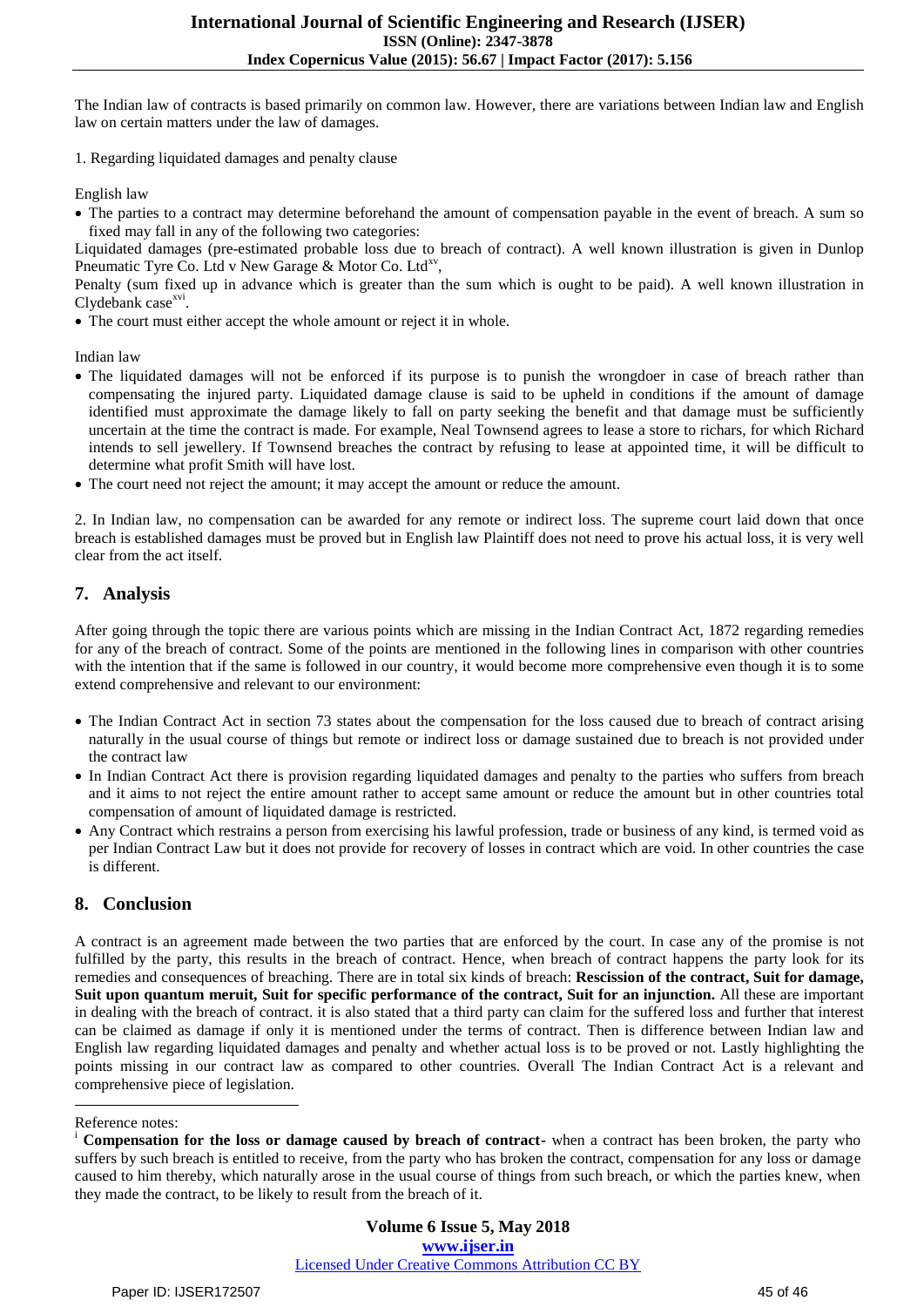The Indian law of contracts is based primarily on common law. However, there are variations between Indian law and English law on certain matters under the law of damages.

1. Regarding liquidated damages and penalty clause

English law

- The parties to a contract may determine beforehand the amount of compensation payable in the event of breach. A sum so fixed may fall in any of the following two categories:

Liquidated damages (pre-estimated probable loss due to breach of contract). A well known illustration is given in Dunlop Pneumatic Tyre Co. Ltd v New Garage & Motor Co. Ltd[xv],

Penalty (sum fixed up in advance which is greater than the sum which is ought to be paid). A well known illustration in Clydebank case[xvi].

- The court must either accept the whole amount or reject it in whole.

Indian law

- The liquidated damages will not be enforced if its purpose is to punish the wrongdoer in case of breach rather than compensating the injured party. Liquidated damage clause is said to be upheld in conditions if the amount of damage identified must approximate the damage likely to fall on party seeking the benefit and that damage must be sufficiently uncertain at the time the contract is made. For example, Neal Townsend agrees to lease a store to richars, for which Richard intends to sell jewellery. If Townsend breaches the contract by refusing to lease at appointed time, it will be difficult to determine what profit Smith will have lost.
- The court need not reject the amount; it may accept the amount or reduce the amount.

2. In Indian law, no compensation can be awarded for any remote or indirect loss. The supreme court laid down that once breach is established damages must be proved but in English law Plaintiff does not need to prove his actual loss, it is very well clear from the act itself.

## 7. Analysis

After going through the topic there are various points which are missing in the Indian Contract Act, 1872 regarding remedies for any of the breach of contract. Some of the points are mentioned in the following lines in comparison with other countries with the intention that if the same is followed in our country, it would become more comprehensive even though it is to some extend comprehensive and relevant to our environment:

- The Indian Contract Act in section 73 states about the compensation for the loss caused due to breach of contract arising naturally in the usual course of things but remote or indirect loss or damage sustained due to breach is not provided under the contract law
- In Indian Contract Act there is provision regarding liquidated damages and penalty to the parties who suffers from breach and it aims to not reject the entire amount rather to accept same amount or reduce the amount but in other countries total compensation of amount of liquidated damage is restricted.
- Any Contract which restrains a person from exercising his lawful profession, trade or business of any kind, is termed void as per Indian Contract Law but it does not provide for recovery of losses in contract which are void. In other countries the case is different.

## 8. Conclusion

A contract is an agreement made between the two parties that are enforced by the court. In case any of the promise is not fulfilled by the party, this results in the breach of contract. Hence, when breach of contract happens the party look for its remedies and consequences of breaching. There are in total six kinds of breach: **Rescission of the contract, Suit for damage, Suit upon quantum meruit, Suit for specific performance of the contract, Suit for an injunction.** All these are important in dealing with the breach of contract. it is also stated that a third party can claim for the suffered loss and further that interest can be claimed as damage if only it is mentioned under the terms of contract. Then is difference between Indian law and English law regarding liquidated damages and penalty and whether actual loss is to be proved or not. Lastly highlighting the points missing in our contract law as compared to other countries. Overall The Indian Contract Act is a relevant and comprehensive piece of legislation.

---

Reference notes:

[i] **Compensation for the loss or damage caused by breach of contract**- when a contract has been broken, the party who suffers by such breach is entitled to receive, from the party who has broken the contract, compensation for any loss or damage caused to him thereby, which naturally arose in the usual course of things from such breach, or which the parties knew, when they made the contract, to be likely to result from the breach of it.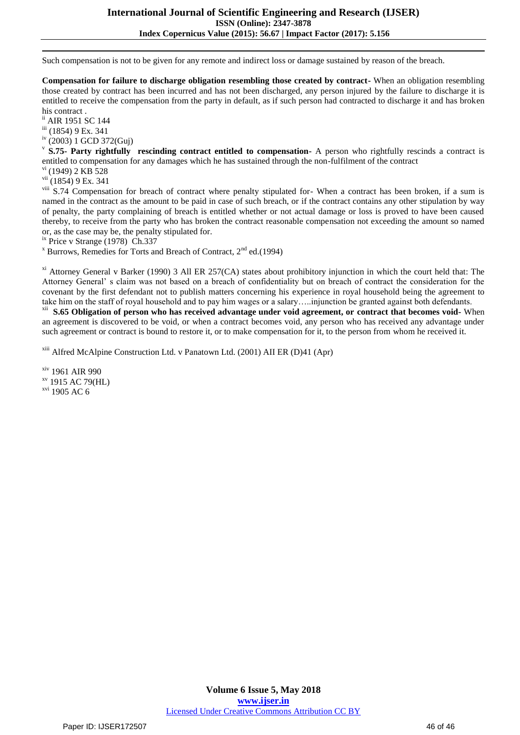Such compensation is not to be given for any remote and indirect loss or damage sustained by reason of the breach.

**Compensation for failure to discharge obligation resembling those created by contract**- When an obligation resembling those created by contract has been incurred and has not been discharged, any person injured by the failure to discharge it is entitled to receive the compensation from the party in default, as if such person had contracted to discharge it and has broken his contract .

[ii] AIR 1951 SC 144

[iii] (1854) 9 Ex. 341

[iv] (2003) 1 GCD 372(Guj)

[v] **S.75- Party rightfully rescinding contract entitled to compensation**- A person who rightfully rescinds a contract is entitled to compensation for any damages which he has sustained through the non-fulfilment of the contract

[vi] (1949) 2 KB 528

[vii] (1854) 9 Ex. 341

[viii] S.74 Compensation for breach of contract where penalty stipulated for- When a contract has been broken, if a sum is named in the contract as the amount to be paid in case of such breach, or if the contract contains any other stipulation by way of penalty, the party complaining of breach is entitled whether or not actual damage or loss is proved to have been caused thereby, to receive from the party who has broken the contract reasonable compensation not exceeding the amount so named or, as the case may be, the penalty stipulated for.

[ix] Price v Strange (1978) Ch.337

[x] Burrows, Remedies for Torts and Breach of Contract, 2nd ed.(1994)

[xi] Attorney General v Barker (1990) 3 All ER 257(CA) states about prohibitory injunction in which the court held that: The Attorney General' s claim was not based on a breach of confidentiality but on breach of contract the consideration for the covenant by the first defendant not to publish matters concerning his experience in royal household being the agreement to take him on the staff of royal household and to pay him wages or a salary…..injunction be granted against both defendants.

[xii] **S.65 Obligation of person who has received advantage under void agreement, or contract that becomes void**- When an agreement is discovered to be void, or when a contract becomes void, any person who has received any advantage under such agreement or contract is bound to restore it, or to make compensation for it, to the person from whom he received it.

[xiii] Alfred McAlpine Construction Ltd. v Panatown Ltd. (2001) AII ER (D)41 (Apr)

[xiv] 1961 AIR 990

[xv] 1915 AC 79(HL)

[xvi] 1905 AC 6